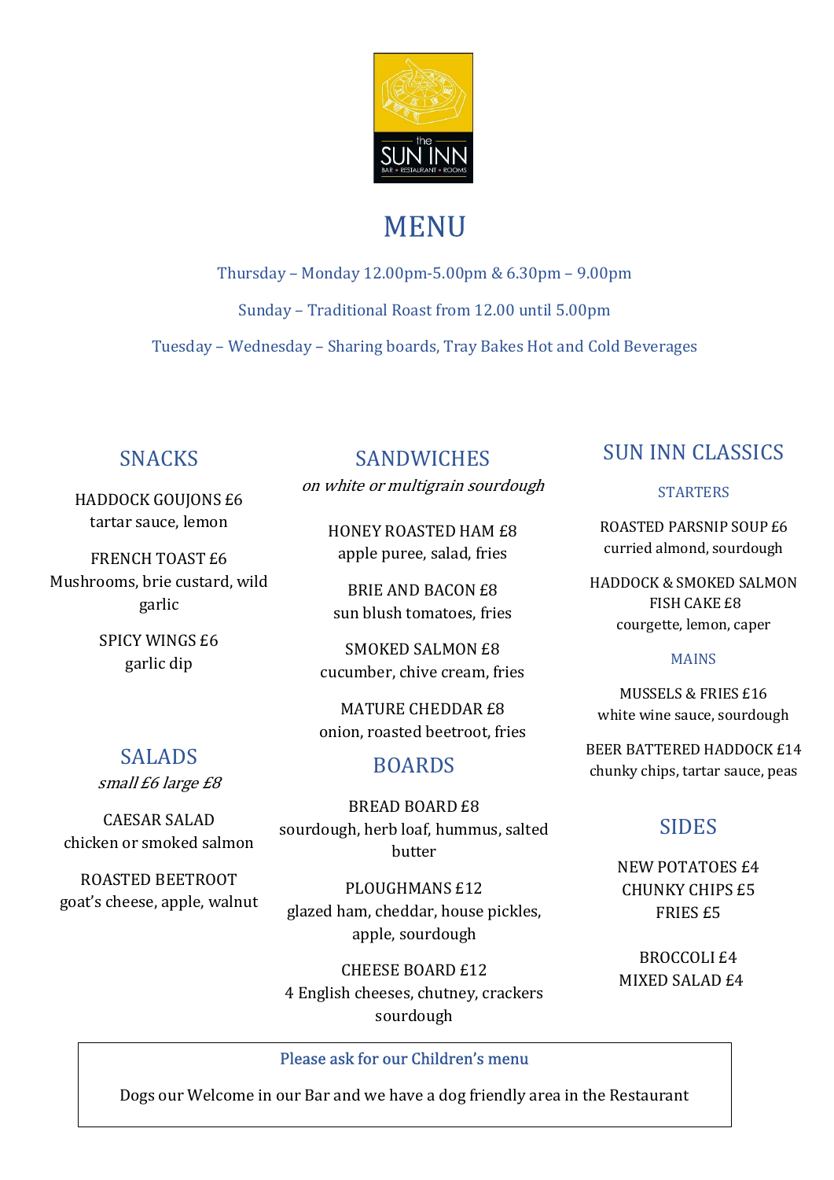# MENU

Thursday – Monday 12.00pm-5.00pm & 6.30pm – 9.00pm

Sunday – Traditional Roast from 12.00 until 5.00pm

Tuesday – Wednesday – Sharing boards, Tray Bakes Hot and Cold Beverages

## SNACKS

HADDOCK GOUJONS £6
tartar sauce, lemon

FRENCH TOAST £6
Mushrooms, brie custard, wild garlic

SPICY WINGS £6
garlic dip

## SALADS

*small £6 large £8*

CAESAR SALAD
chicken or smoked salmon

ROASTED BEETROOT
goat's cheese, apple, walnut

## SANDWICHES

*on white or multigrain sourdough*

HONEY ROASTED HAM £8
apple puree, salad, fries

BRIE AND BACON £8
sun blush tomatoes, fries

SMOKED SALMON £8
cucumber, chive cream, fries

MATURE CHEDDAR £8
onion, roasted beetroot, fries

## BOARDS

BREAD BOARD £8
sourdough, herb loaf, hummus, salted butter

PLOUGHMANS £12
glazed ham, cheddar, house pickles, apple, sourdough

CHEESE BOARD £12
4 English cheeses, chutney, crackers sourdough

## SUN INN CLASSICS

### STARTERS

ROASTED PARSNIP SOUP £6
curried almond, sourdough

HADDOCK & SMOKED SALMON FISH CAKE £8
courgette, lemon, caper

### MAINS

MUSSELS & FRIES £16
white wine sauce, sourdough

BEER BATTERED HADDOCK £14
chunky chips, tartar sauce, peas

## SIDES

NEW POTATOES £4
CHUNKY CHIPS £5
FRIES £5

BROCCOLI £4
MIXED SALAD £4

Please ask for our Children's menu

Dogs our Welcome in our Bar and we have a dog friendly area in the Restaurant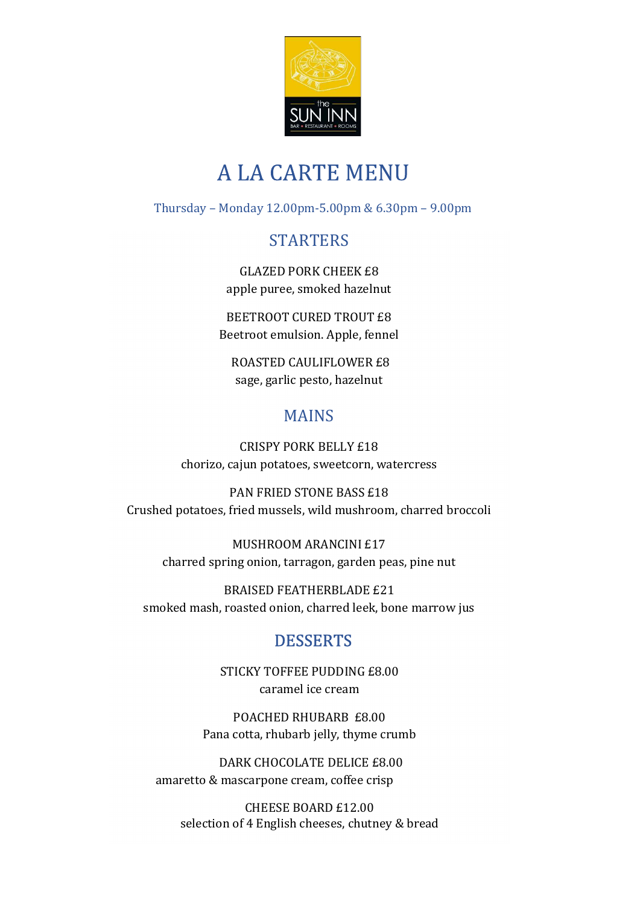# A LA CARTE MENU

Thursday – Monday 12.00pm-5.00pm & 6.30pm – 9.00pm

## STARTERS

GLAZED PORK CHEEK £8
apple puree, smoked hazelnut

BEETROOT CURED TROUT £8
Beetroot emulsion. Apple, fennel

ROASTED CAULIFLOWER £8
sage, garlic pesto, hazelnut

## MAINS

CRISPY PORK BELLY £18
chorizo, cajun potatoes, sweetcorn, watercress

PAN FRIED STONE BASS £18
Crushed potatoes, fried mussels, wild mushroom, charred broccoli

MUSHROOM ARANCINI £17
charred spring onion, tarragon, garden peas, pine nut

BRAISED FEATHERBLADE £21
smoked mash, roasted onion, charred leek, bone marrow jus

## DESSERTS

STICKY TOFFEE PUDDING £8.00
caramel ice cream

POACHED RHUBARB £8.00
Pana cotta, rhubarb jelly, thyme crumb

DARK CHOCOLATE DELICE £8.00
amaretto & mascarpone cream, coffee crisp

CHEESE BOARD £12.00
selection of 4 English cheeses, chutney & bread